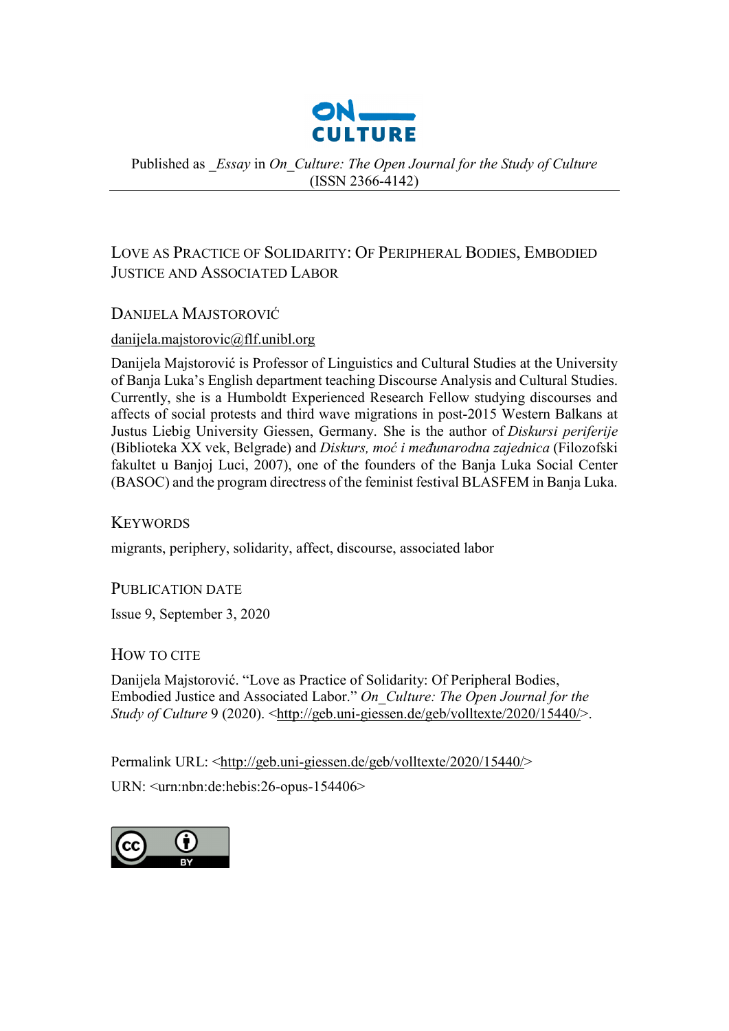ON
CULTURE

Published as _*Essay* in *On_Culture: The Open Journal for the Study of Culture* (ISSN 2366-4142)

---

# Love as Practice of Solidarity: Of Peripheral Bodies, Embodied Justice and Associated Labor

## Danijela Majstorović

danijela.majstorovic@flf.unibl.org

Danijela Majstorović is Professor of Linguistics and Cultural Studies at the University of Banja Luka's English department teaching Discourse Analysis and Cultural Studies. Currently, she is a Humboldt Experienced Research Fellow studying discourses and affects of social protests and third wave migrations in post-2015 Western Balkans at Justus Liebig University Giessen, Germany. She is the author of *Diskursi periferije* (Biblioteka XX vek, Belgrade) and *Diskurs, moć i međunarodna zajednica* (Filozofski fakultet u Banjoj Luci, 2007), one of the founders of the Banja Luka Social Center (BASOC) and the program directress of the feminist festival BLASFEM in Banja Luka.

## Keywords

migrants, periphery, solidarity, affect, discourse, associated labor

## Publication Date

Issue 9, September 3, 2020

## How to Cite

Danijela Majstorović. "Love as Practice of Solidarity: Of Peripheral Bodies, Embodied Justice and Associated Labor." *On_Culture: The Open Journal for the Study of Culture* 9 (2020). <http://geb.uni-giessen.de/geb/volltexte/2020/15440/>.

Permalink URL: <http://geb.uni-giessen.de/geb/volltexte/2020/15440/>

URN: <urn:nbn:de:hebis:26-opus-154406>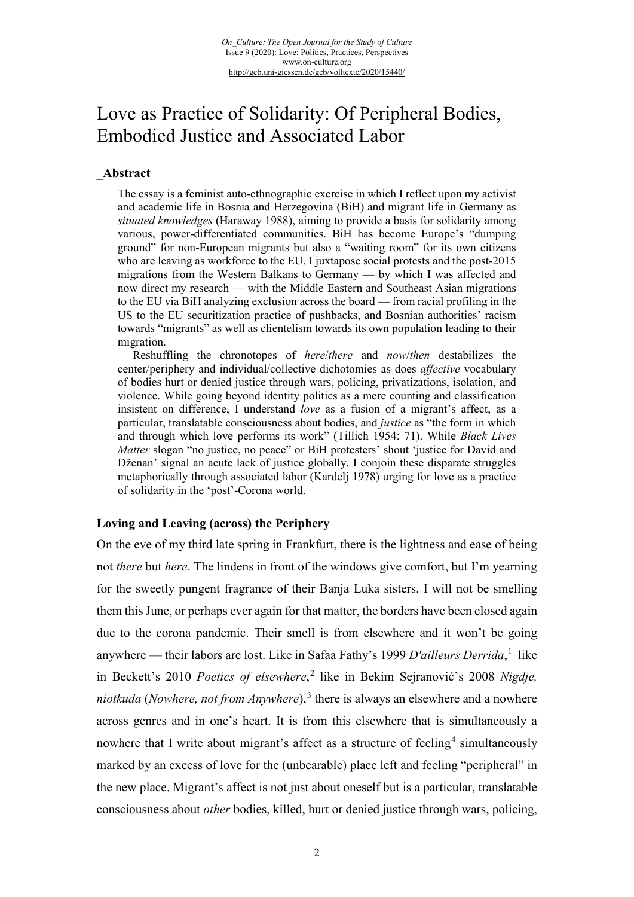# Love as Practice of Solidarity: Of Peripheral Bodies, Embodied Justice and Associated Labor

## _Abstract

The essay is a feminist auto-ethnographic exercise in which I reflect upon my activist and academic life in Bosnia and Herzegovina (BiH) and migrant life in Germany as *situated knowledges* (Haraway 1988), aiming to provide a basis for solidarity among various, power-differentiated communities. BiH has become Europe's "dumping ground" for non-European migrants but also a "waiting room" for its own citizens who are leaving as workforce to the EU. I juxtapose social protests and the post-2015 migrations from the Western Balkans to Germany — by which I was affected and now direct my research — with the Middle Eastern and Southeast Asian migrations to the EU via BiH analyzing exclusion across the board — from racial profiling in the US to the EU securitization practice of pushbacks, and Bosnian authorities' racism towards "migrants" as well as clientelism towards its own population leading to their migration.

Reshuffling the chronotopes of *here*/*there* and *now*/*then* destabilizes the center/periphery and individual/collective dichotomies as does *affective* vocabulary of bodies hurt or denied justice through wars, policing, privatizations, isolation, and violence. While going beyond identity politics as a mere counting and classification insistent on difference, I understand *love* as a fusion of a migrant's affect, as a particular, translatable consciousness about bodies, and *justice* as "the form in which and through which love performs its work" (Tillich 1954: 71). While *Black Lives Matter* slogan "no justice, no peace" or BiH protesters' shout 'justice for David and Dženan' signal an acute lack of justice globally, I conjoin these disparate struggles metaphorically through associated labor (Kardelj 1978) urging for love as a practice of solidarity in the 'post'-Corona world.

### Loving and Leaving (across) the Periphery

On the eve of my third late spring in Frankfurt, there is the lightness and ease of being not *there* but *here*. The lindens in front of the windows give comfort, but I'm yearning for the sweetly pungent fragrance of their Banja Luka sisters. I will not be smelling them this June, or perhaps ever again for that matter, the borders have been closed again due to the corona pandemic. Their smell is from elsewhere and it won't be going anywhere — their labors are lost. Like in Safaa Fathy's 1999 *D'ailleurs Derrida*,[1] like in Beckett's 2010 *Poetics of elsewhere*,[2] like in Bekim Sejranović's 2008 *Nigdje, niotkuda* (*Nowhere, not from Anywhere*),[3] there is always an elsewhere and a nowhere across genres and in one's heart. It is from this elsewhere that is simultaneously a nowhere that I write about migrant's affect as a structure of feeling[4] simultaneously marked by an excess of love for the (unbearable) place left and feeling "peripheral" in the new place. Migrant's affect is not just about oneself but is a particular, translatable consciousness about *other* bodies, killed, hurt or denied justice through wars, policing,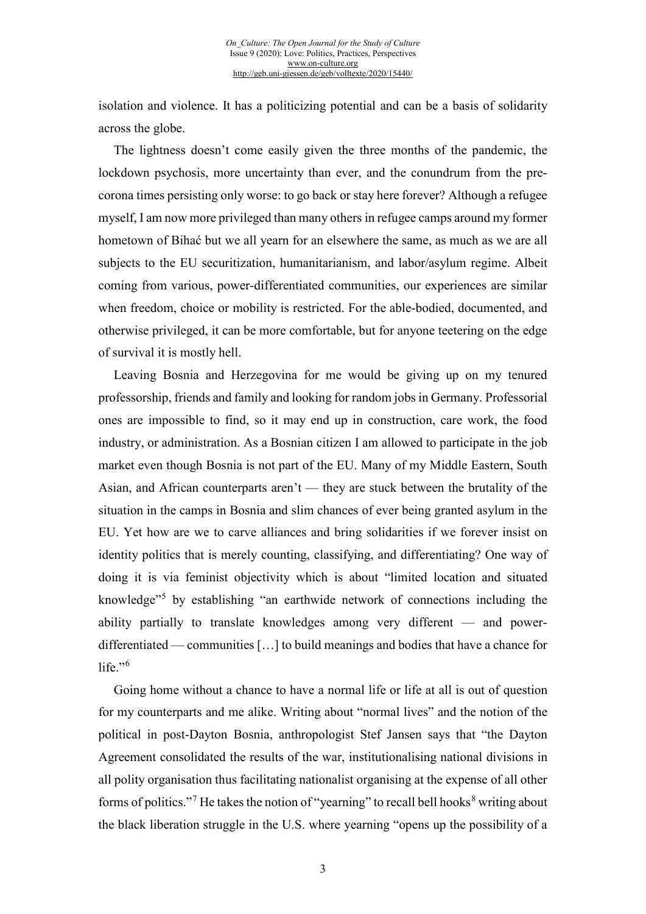isolation and violence. It has a politicizing potential and can be a basis of solidarity across the globe.

The lightness doesn't come easily given the three months of the pandemic, the lockdown psychosis, more uncertainty than ever, and the conundrum from the pre-corona times persisting only worse: to go back or stay here forever? Although a refugee myself, I am now more privileged than many others in refugee camps around my former hometown of Bihać but we all yearn for an elsewhere the same, as much as we are all subjects to the EU securitization, humanitarianism, and labor/asylum regime. Albeit coming from various, power-differentiated communities, our experiences are similar when freedom, choice or mobility is restricted. For the able-bodied, documented, and otherwise privileged, it can be more comfortable, but for anyone teetering on the edge of survival it is mostly hell.

Leaving Bosnia and Herzegovina for me would be giving up on my tenured professorship, friends and family and looking for random jobs in Germany. Professorial ones are impossible to find, so it may end up in construction, care work, the food industry, or administration. As a Bosnian citizen I am allowed to participate in the job market even though Bosnia is not part of the EU. Many of my Middle Eastern, South Asian, and African counterparts aren't — they are stuck between the brutality of the situation in the camps in Bosnia and slim chances of ever being granted asylum in the EU. Yet how are we to carve alliances and bring solidarities if we forever insist on identity politics that is merely counting, classifying, and differentiating? One way of doing it is via feminist objectivity which is about "limited location and situated knowledge"[5] by establishing "an earthwide network of connections including the ability partially to translate knowledges among very different — and power-differentiated — communities […] to build meanings and bodies that have a chance for life."[6]

Going home without a chance to have a normal life or life at all is out of question for my counterparts and me alike. Writing about "normal lives" and the notion of the political in post-Dayton Bosnia, anthropologist Stef Jansen says that "the Dayton Agreement consolidated the results of the war, institutionalising national divisions in all polity organisation thus facilitating nationalist organising at the expense of all other forms of politics."[7] He takes the notion of "yearning" to recall bell hooks[8] writing about the black liberation struggle in the U.S. where yearning "opens up the possibility of a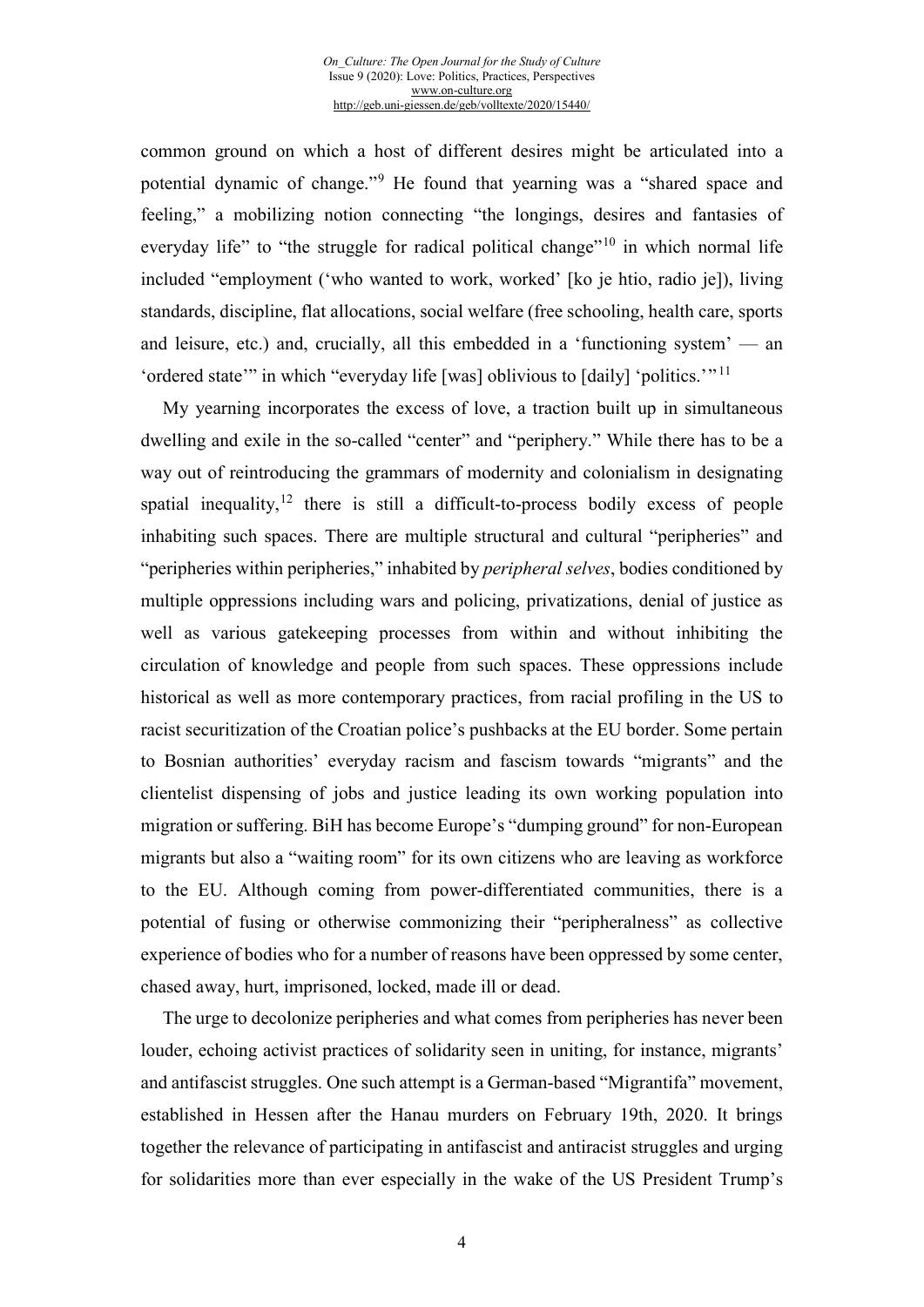common ground on which a host of different desires might be articulated into a potential dynamic of change."[9] He found that yearning was a "shared space and feeling," a mobilizing notion connecting "the longings, desires and fantasies of everyday life" to "the struggle for radical political change"[10] in which normal life included "employment ('who wanted to work, worked' [ko je htio, radio je]), living standards, discipline, flat allocations, social welfare (free schooling, health care, sports and leisure, etc.) and, crucially, all this embedded in a 'functioning system' — an 'ordered state'" in which "everyday life [was] oblivious to [daily] 'politics.'"[11]

My yearning incorporates the excess of love, a traction built up in simultaneous dwelling and exile in the so-called "center" and "periphery." While there has to be a way out of reintroducing the grammars of modernity and colonialism in designating spatial inequality,[12] there is still a difficult-to-process bodily excess of people inhabiting such spaces. There are multiple structural and cultural "peripheries" and "peripheries within peripheries," inhabited by *peripheral selves*, bodies conditioned by multiple oppressions including wars and policing, privatizations, denial of justice as well as various gatekeeping processes from within and without inhibiting the circulation of knowledge and people from such spaces. These oppressions include historical as well as more contemporary practices, from racial profiling in the US to racist securitization of the Croatian police's pushbacks at the EU border. Some pertain to Bosnian authorities' everyday racism and fascism towards "migrants" and the clientelist dispensing of jobs and justice leading its own working population into migration or suffering. BiH has become Europe's "dumping ground" for non-European migrants but also a "waiting room" for its own citizens who are leaving as workforce to the EU. Although coming from power-differentiated communities, there is a potential of fusing or otherwise commonizing their "peripheralness" as collective experience of bodies who for a number of reasons have been oppressed by some center, chased away, hurt, imprisoned, locked, made ill or dead.

The urge to decolonize peripheries and what comes from peripheries has never been louder, echoing activist practices of solidarity seen in uniting, for instance, migrants' and antifascist struggles. One such attempt is a German-based "Migrantifa" movement, established in Hessen after the Hanau murders on February 19th, 2020. It brings together the relevance of participating in antifascist and antiracist struggles and urging for solidarities more than ever especially in the wake of the US President Trump's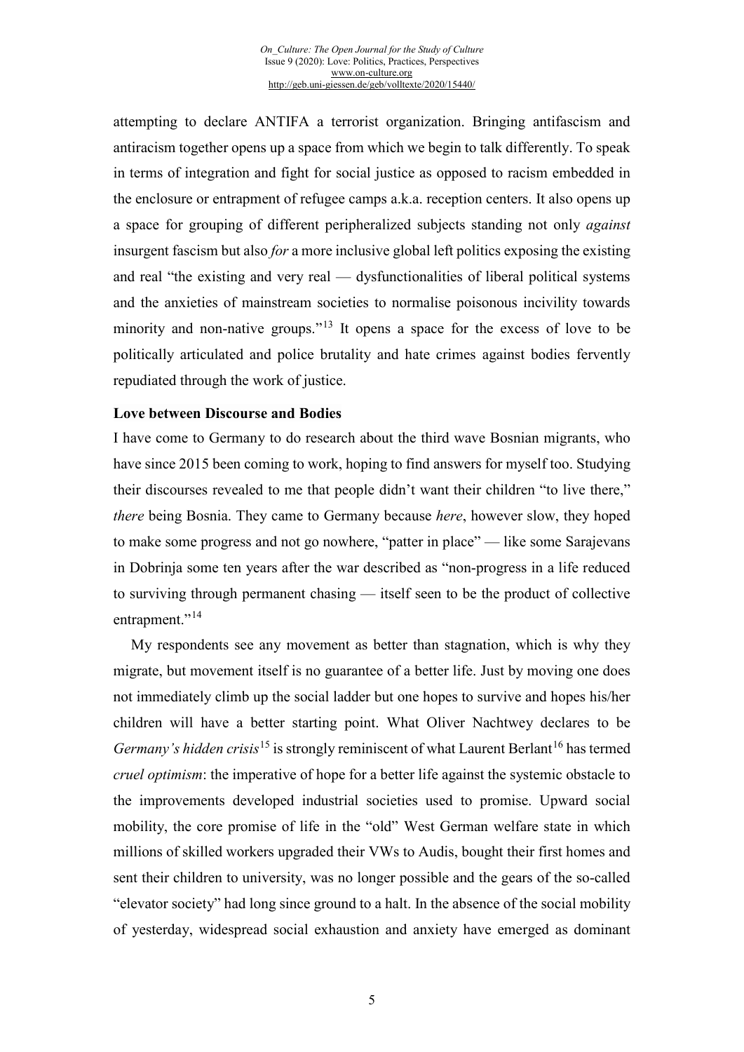attempting to declare ANTIFA a terrorist organization. Bringing antifascism and antiracism together opens up a space from which we begin to talk differently. To speak in terms of integration and fight for social justice as opposed to racism embedded in the enclosure or entrapment of refugee camps a.k.a. reception centers. It also opens up a space for grouping of different peripheralized subjects standing not only *against* insurgent fascism but also *for* a more inclusive global left politics exposing the existing and real "the existing and very real — dysfunctionalities of liberal political systems and the anxieties of mainstream societies to normalise poisonous incivility towards minority and non-native groups."[13] It opens a space for the excess of love to be politically articulated and police brutality and hate crimes against bodies fervently repudiated through the work of justice.

**Love between Discourse and Bodies**

I have come to Germany to do research about the third wave Bosnian migrants, who have since 2015 been coming to work, hoping to find answers for myself too. Studying their discourses revealed to me that people didn't want their children "to live there," *there* being Bosnia. They came to Germany because *here*, however slow, they hoped to make some progress and not go nowhere, "patter in place" — like some Sarajevans in Dobrinja some ten years after the war described as "non-progress in a life reduced to surviving through permanent chasing — itself seen to be the product of collective entrapment."[14]

My respondents see any movement as better than stagnation, which is why they migrate, but movement itself is no guarantee of a better life. Just by moving one does not immediately climb up the social ladder but one hopes to survive and hopes his/her children will have a better starting point. What Oliver Nachtwey declares to be *Germany's hidden crisis*[15] is strongly reminiscent of what Laurent Berlant[16] has termed *cruel optimism*: the imperative of hope for a better life against the systemic obstacle to the improvements developed industrial societies used to promise. Upward social mobility, the core promise of life in the "old" West German welfare state in which millions of skilled workers upgraded their VWs to Audis, bought their first homes and sent their children to university, was no longer possible and the gears of the so-called "elevator society" had long since ground to a halt. In the absence of the social mobility of yesterday, widespread social exhaustion and anxiety have emerged as dominant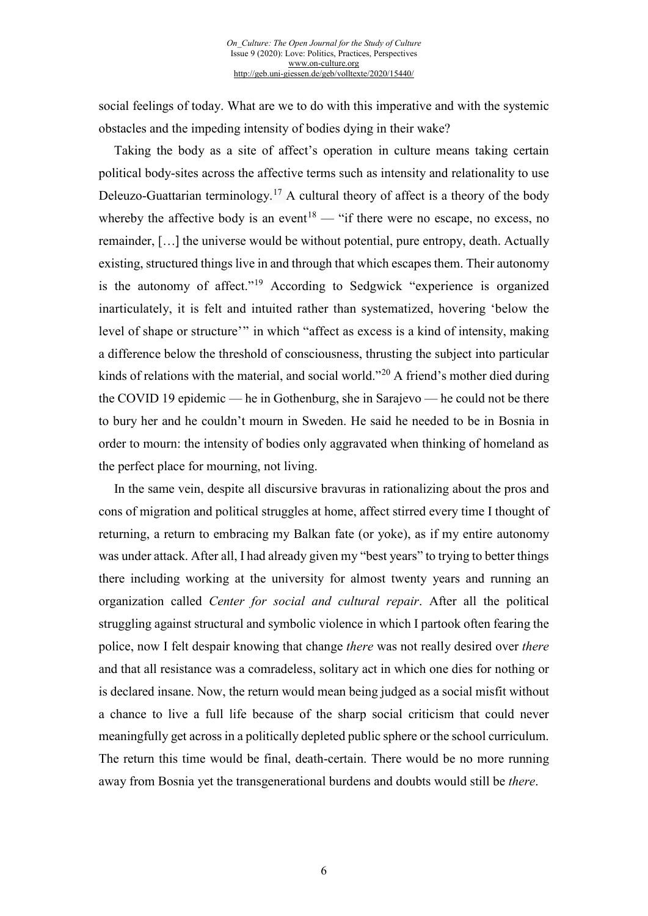social feelings of today. What are we to do with this imperative and with the systemic obstacles and the impeding intensity of bodies dying in their wake?

Taking the body as a site of affect's operation in culture means taking certain political body-sites across the affective terms such as intensity and relationality to use Deleuzo-Guattarian terminology.[17] A cultural theory of affect is a theory of the body whereby the affective body is an event[18] — "if there were no escape, no excess, no remainder, […] the universe would be without potential, pure entropy, death. Actually existing, structured things live in and through that which escapes them. Their autonomy is the autonomy of affect."[19] According to Sedgwick "experience is organized inarticulately, it is felt and intuited rather than systematized, hovering 'below the level of shape or structure'" in which "affect as excess is a kind of intensity, making a difference below the threshold of consciousness, thrusting the subject into particular kinds of relations with the material, and social world."[20] A friend's mother died during the COVID 19 epidemic — he in Gothenburg, she in Sarajevo — he could not be there to bury her and he couldn't mourn in Sweden. He said he needed to be in Bosnia in order to mourn: the intensity of bodies only aggravated when thinking of homeland as the perfect place for mourning, not living.

In the same vein, despite all discursive bravuras in rationalizing about the pros and cons of migration and political struggles at home, affect stirred every time I thought of returning, a return to embracing my Balkan fate (or yoke), as if my entire autonomy was under attack. After all, I had already given my "best years" to trying to better things there including working at the university for almost twenty years and running an organization called *Center for social and cultural repair*. After all the political struggling against structural and symbolic violence in which I partook often fearing the police, now I felt despair knowing that change *there* was not really desired over *there* and that all resistance was a comradeless, solitary act in which one dies for nothing or is declared insane. Now, the return would mean being judged as a social misfit without a chance to live a full life because of the sharp social criticism that could never meaningfully get across in a politically depleted public sphere or the school curriculum. The return this time would be final, death-certain. There would be no more running away from Bosnia yet the transgenerational burdens and doubts would still be *there*.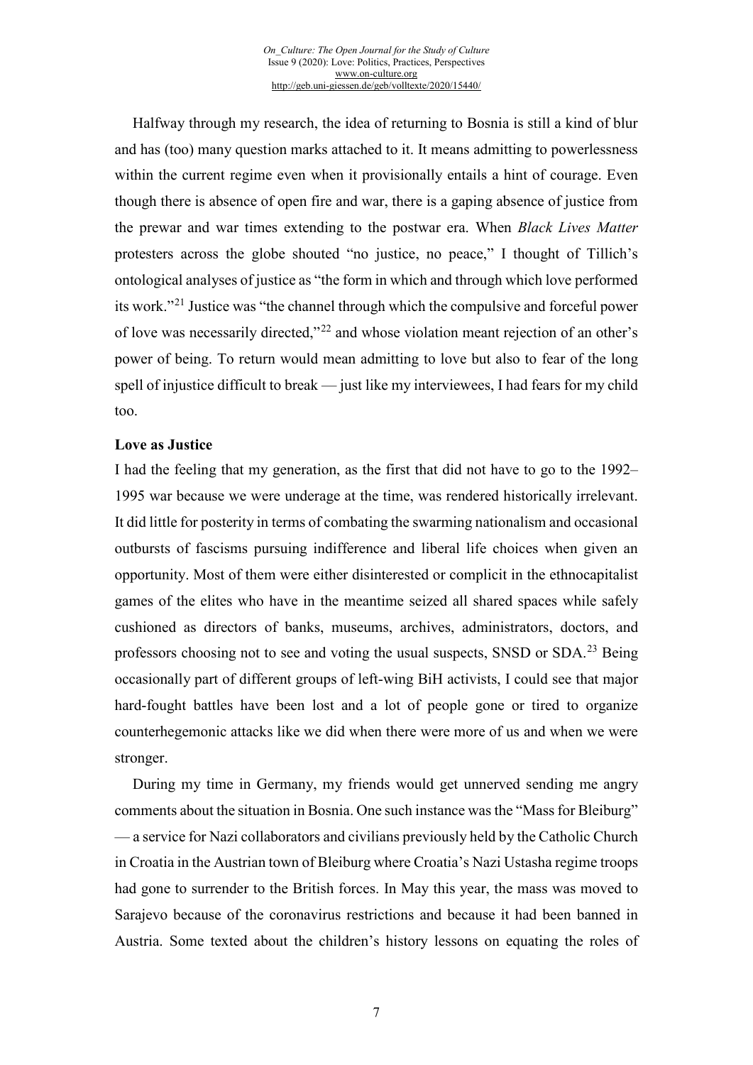Halfway through my research, the idea of returning to Bosnia is still a kind of blur and has (too) many question marks attached to it. It means admitting to powerlessness within the current regime even when it provisionally entails a hint of courage. Even though there is absence of open fire and war, there is a gaping absence of justice from the prewar and war times extending to the postwar era. When *Black Lives Matter* protesters across the globe shouted "no justice, no peace," I thought of Tillich's ontological analyses of justice as "the form in which and through which love performed its work."[21] Justice was "the channel through which the compulsive and forceful power of love was necessarily directed,"[22] and whose violation meant rejection of an other's power of being. To return would mean admitting to love but also to fear of the long spell of injustice difficult to break — just like my interviewees, I had fears for my child too.

**Love as Justice**

I had the feeling that my generation, as the first that did not have to go to the 1992–1995 war because we were underage at the time, was rendered historically irrelevant. It did little for posterity in terms of combating the swarming nationalism and occasional outbursts of fascisms pursuing indifference and liberal life choices when given an opportunity. Most of them were either disinterested or complicit in the ethnocapitalist games of the elites who have in the meantime seized all shared spaces while safely cushioned as directors of banks, museums, archives, administrators, doctors, and professors choosing not to see and voting the usual suspects, SNSD or SDA.[23] Being occasionally part of different groups of left-wing BiH activists, I could see that major hard-fought battles have been lost and a lot of people gone or tired to organize counterhegemonic attacks like we did when there were more of us and when we were stronger.

During my time in Germany, my friends would get unnerved sending me angry comments about the situation in Bosnia. One such instance was the "Mass for Bleiburg" — a service for Nazi collaborators and civilians previously held by the Catholic Church in Croatia in the Austrian town of Bleiburg where Croatia's Nazi Ustasha regime troops had gone to surrender to the British forces. In May this year, the mass was moved to Sarajevo because of the coronavirus restrictions and because it had been banned in Austria. Some texted about the children's history lessons on equating the roles of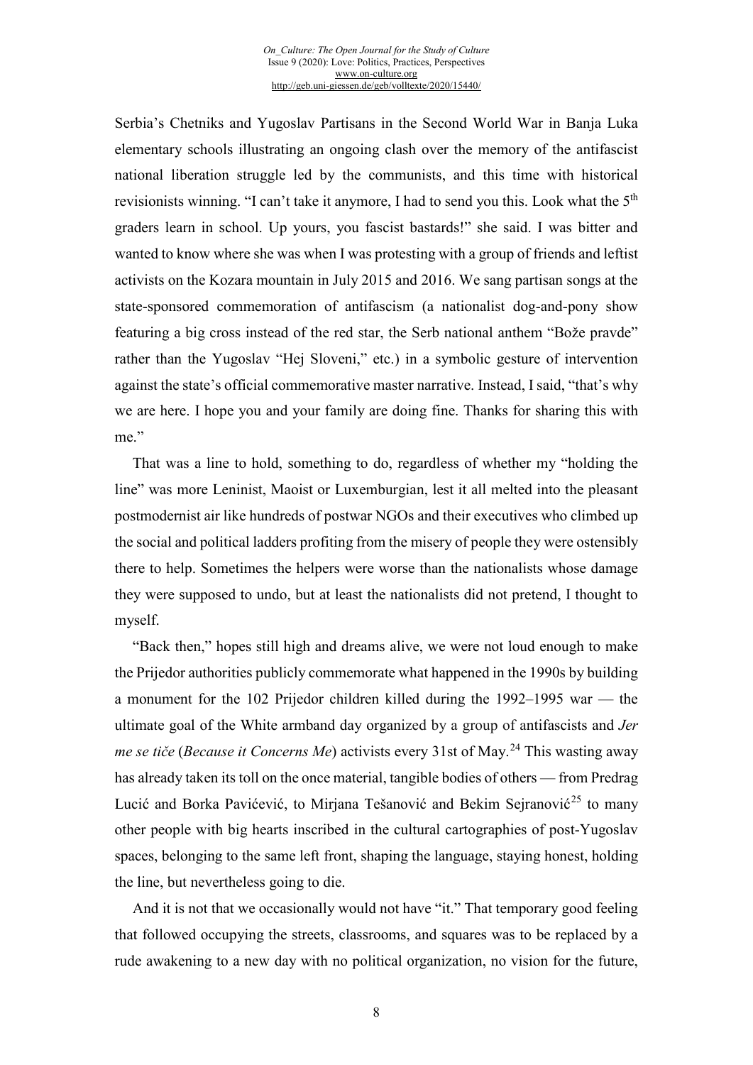Serbia's Chetniks and Yugoslav Partisans in the Second World War in Banja Luka elementary schools illustrating an ongoing clash over the memory of the antifascist national liberation struggle led by the communists, and this time with historical revisionists winning. "I can't take it anymore, I had to send you this. Look what the 5th graders learn in school. Up yours, you fascist bastards!" she said. I was bitter and wanted to know where she was when I was protesting with a group of friends and leftist activists on the Kozara mountain in July 2015 and 2016. We sang partisan songs at the state-sponsored commemoration of antifascism (a nationalist dog-and-pony show featuring a big cross instead of the red star, the Serb national anthem "Bože pravde" rather than the Yugoslav "Hej Sloveni," etc.) in a symbolic gesture of intervention against the state's official commemorative master narrative. Instead, I said, "that's why we are here. I hope you and your family are doing fine. Thanks for sharing this with me."

That was a line to hold, something to do, regardless of whether my "holding the line" was more Leninist, Maoist or Luxemburgian, lest it all melted into the pleasant postmodernist air like hundreds of postwar NGOs and their executives who climbed up the social and political ladders profiting from the misery of people they were ostensibly there to help. Sometimes the helpers were worse than the nationalists whose damage they were supposed to undo, but at least the nationalists did not pretend, I thought to myself.

"Back then," hopes still high and dreams alive, we were not loud enough to make the Prijedor authorities publicly commemorate what happened in the 1990s by building a monument for the 102 Prijedor children killed during the 1992–1995 war — the ultimate goal of the White armband day organized by a group of antifascists and *Jer me se tiče* (*Because it Concerns Me*) activists every 31st of May.[24] This wasting away has already taken its toll on the once material, tangible bodies of others — from Predrag Lucić and Borka Pavićević, to Mirjana Tešanović and Bekim Sejranović[25] to many other people with big hearts inscribed in the cultural cartographies of post-Yugoslav spaces, belonging to the same left front, shaping the language, staying honest, holding the line, but nevertheless going to die.

And it is not that we occasionally would not have "it." That temporary good feeling that followed occupying the streets, classrooms, and squares was to be replaced by a rude awakening to a new day with no political organization, no vision for the future,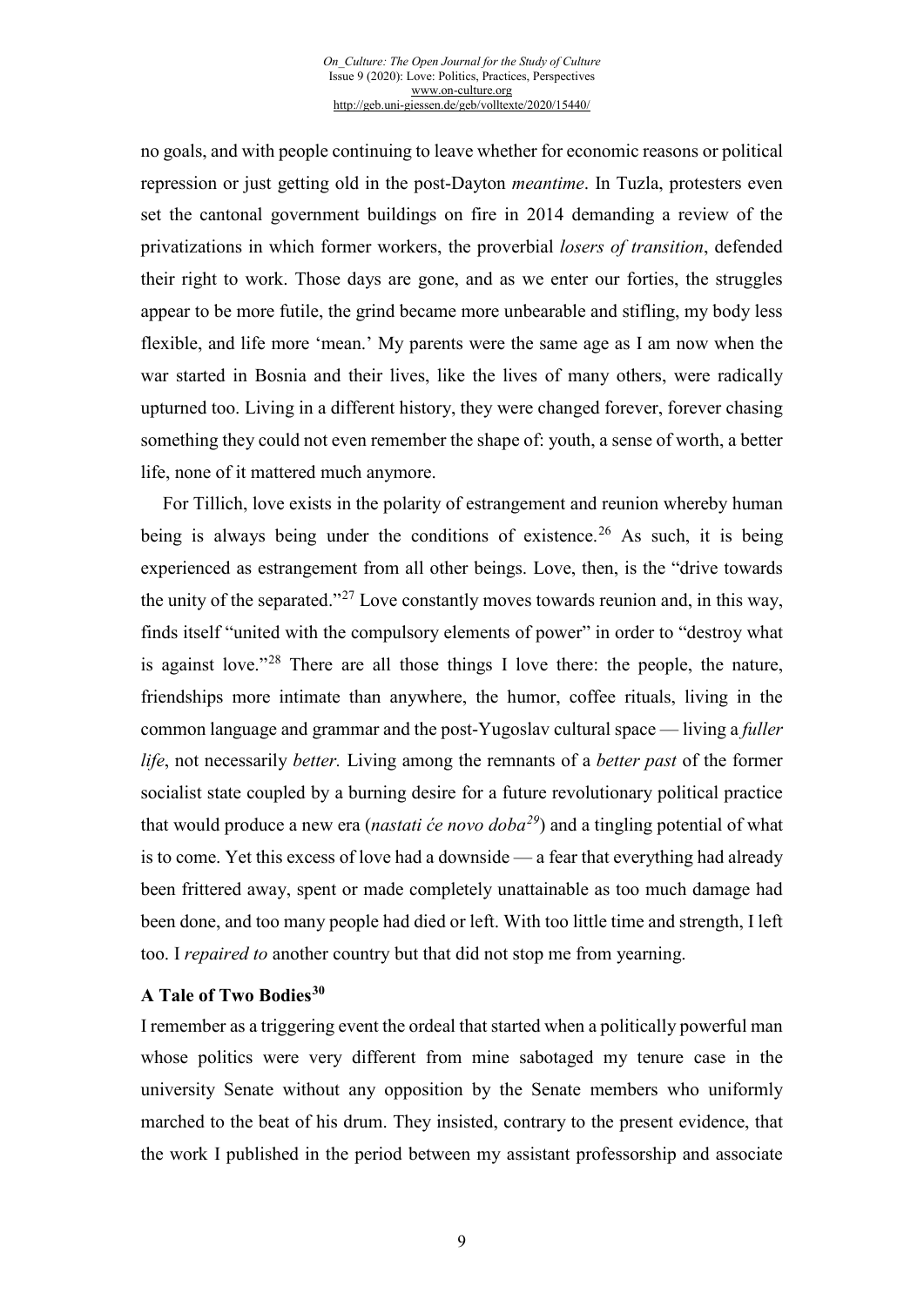no goals, and with people continuing to leave whether for economic reasons or political repression or just getting old in the post-Dayton *meantime*. In Tuzla, protesters even set the cantonal government buildings on fire in 2014 demanding a review of the privatizations in which former workers, the proverbial *losers of transition*, defended their right to work. Those days are gone, and as we enter our forties, the struggles appear to be more futile, the grind became more unbearable and stifling, my body less flexible, and life more 'mean.' My parents were the same age as I am now when the war started in Bosnia and their lives, like the lives of many others, were radically upturned too. Living in a different history, they were changed forever, forever chasing something they could not even remember the shape of: youth, a sense of worth, a better life, none of it mattered much anymore.

For Tillich, love exists in the polarity of estrangement and reunion whereby human being is always being under the conditions of existence.[26] As such, it is being experienced as estrangement from all other beings. Love, then, is the "drive towards the unity of the separated."[27] Love constantly moves towards reunion and, in this way, finds itself "united with the compulsory elements of power" in order to "destroy what is against love."[28] There are all those things I love there: the people, the nature, friendships more intimate than anywhere, the humor, coffee rituals, living in the common language and grammar and the post-Yugoslav cultural space — living a *fuller life*, not necessarily *better.* Living among the remnants of a *better past* of the former socialist state coupled by a burning desire for a future revolutionary political practice that would produce a new era (*nastati će novo doba*[29]) and a tingling potential of what is to come. Yet this excess of love had a downside — a fear that everything had already been frittered away, spent or made completely unattainable as too much damage had been done, and too many people had died or left. With too little time and strength, I left too. I *repaired to* another country but that did not stop me from yearning.

### A Tale of Two Bodies[30]

I remember as a triggering event the ordeal that started when a politically powerful man whose politics were very different from mine sabotaged my tenure case in the university Senate without any opposition by the Senate members who uniformly marched to the beat of his drum. They insisted, contrary to the present evidence, that the work I published in the period between my assistant professorship and associate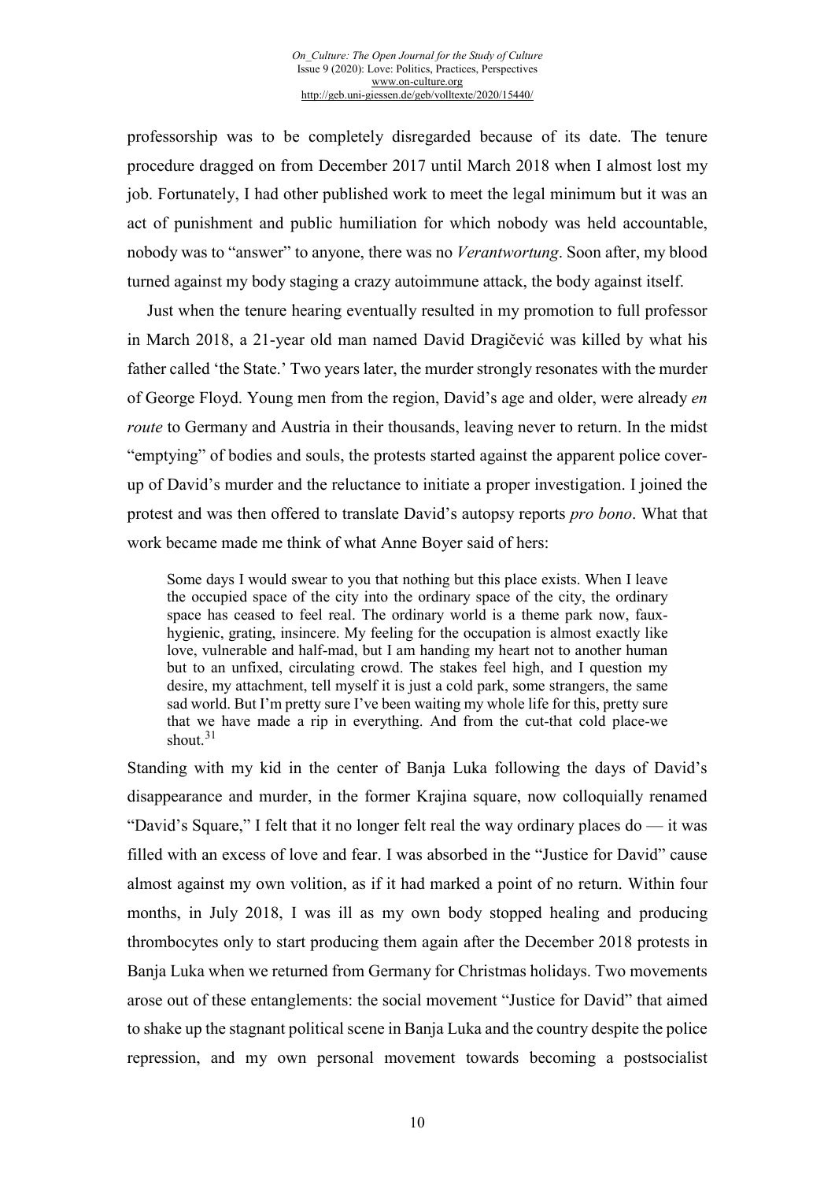professorship was to be completely disregarded because of its date. The tenure procedure dragged on from December 2017 until March 2018 when I almost lost my job. Fortunately, I had other published work to meet the legal minimum but it was an act of punishment and public humiliation for which nobody was held accountable, nobody was to "answer" to anyone, there was no *Verantwortung*. Soon after, my blood turned against my body staging a crazy autoimmune attack, the body against itself.

Just when the tenure hearing eventually resulted in my promotion to full professor in March 2018, a 21-year old man named David Dragičević was killed by what his father called 'the State.' Two years later, the murder strongly resonates with the murder of George Floyd. Young men from the region, David's age and older, were already *en route* to Germany and Austria in their thousands, leaving never to return. In the midst "emptying" of bodies and souls, the protests started against the apparent police cover-up of David's murder and the reluctance to initiate a proper investigation. I joined the protest and was then offered to translate David's autopsy reports *pro bono*. What that work became made me think of what Anne Boyer said of hers:

> Some days I would swear to you that nothing but this place exists. When I leave the occupied space of the city into the ordinary space of the city, the ordinary space has ceased to feel real. The ordinary world is a theme park now, faux-hygienic, grating, insincere. My feeling for the occupation is almost exactly like love, vulnerable and half-mad, but I am handing my heart not to another human but to an unfixed, circulating crowd. The stakes feel high, and I question my desire, my attachment, tell myself it is just a cold park, some strangers, the same sad world. But I'm pretty sure I've been waiting my whole life for this, pretty sure that we have made a rip in everything. And from the cut-that cold place-we shout.[31]

Standing with my kid in the center of Banja Luka following the days of David's disappearance and murder, in the former Krajina square, now colloquially renamed "David's Square," I felt that it no longer felt real the way ordinary places do — it was filled with an excess of love and fear. I was absorbed in the "Justice for David" cause almost against my own volition, as if it had marked a point of no return. Within four months, in July 2018, I was ill as my own body stopped healing and producing thrombocytes only to start producing them again after the December 2018 protests in Banja Luka when we returned from Germany for Christmas holidays. Two movements arose out of these entanglements: the social movement "Justice for David" that aimed to shake up the stagnant political scene in Banja Luka and the country despite the police repression, and my own personal movement towards becoming a postsocialist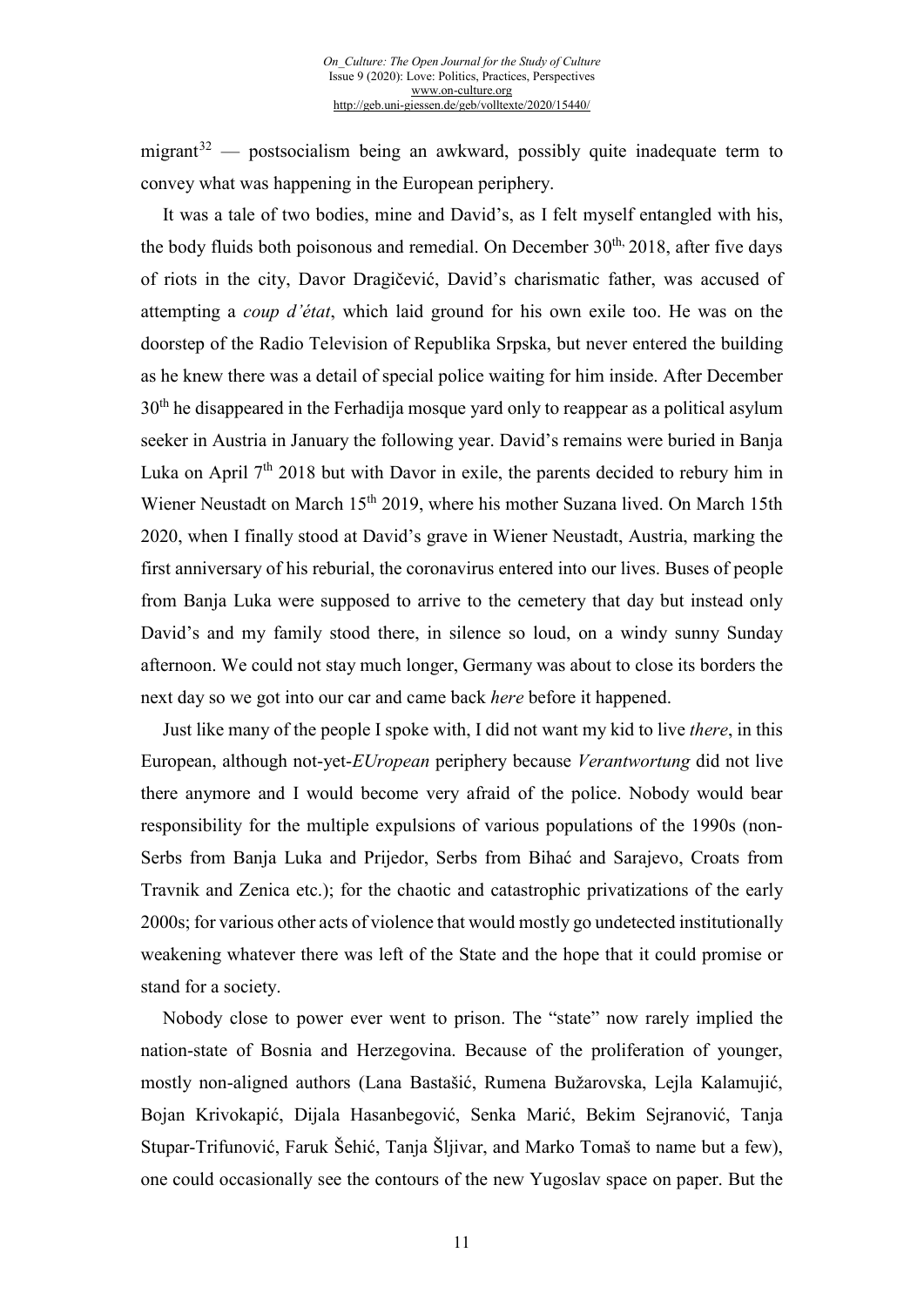migrant[32] — postsocialism being an awkward, possibly quite inadequate term to convey what was happening in the European periphery.

It was a tale of two bodies, mine and David's, as I felt myself entangled with his, the body fluids both poisonous and remedial. On December 30th, 2018, after five days of riots in the city, Davor Dragičević, David's charismatic father, was accused of attempting a *coup d'état*, which laid ground for his own exile too. He was on the doorstep of the Radio Television of Republika Srpska, but never entered the building as he knew there was a detail of special police waiting for him inside. After December 30th he disappeared in the Ferhadija mosque yard only to reappear as a political asylum seeker in Austria in January the following year. David's remains were buried in Banja Luka on April 7th 2018 but with Davor in exile, the parents decided to rebury him in Wiener Neustadt on March 15th 2019, where his mother Suzana lived. On March 15th 2020, when I finally stood at David's grave in Wiener Neustadt, Austria, marking the first anniversary of his reburial, the coronavirus entered into our lives. Buses of people from Banja Luka were supposed to arrive to the cemetery that day but instead only David's and my family stood there, in silence so loud, on a windy sunny Sunday afternoon. We could not stay much longer, Germany was about to close its borders the next day so we got into our car and came back *here* before it happened.

Just like many of the people I spoke with, I did not want my kid to live *there*, in this European, although not-yet-*EUropean* periphery because *Verantwortung* did not live there anymore and I would become very afraid of the police. Nobody would bear responsibility for the multiple expulsions of various populations of the 1990s (non-Serbs from Banja Luka and Prijedor, Serbs from Bihać and Sarajevo, Croats from Travnik and Zenica etc.); for the chaotic and catastrophic privatizations of the early 2000s; for various other acts of violence that would mostly go undetected institutionally weakening whatever there was left of the State and the hope that it could promise or stand for a society.

Nobody close to power ever went to prison. The "state" now rarely implied the nation-state of Bosnia and Herzegovina. Because of the proliferation of younger, mostly non-aligned authors (Lana Bastašić, Rumena Bužarovska, Lejla Kalamujić, Bojan Krivokapić, Dijala Hasanbegović, Senka Marić, Bekim Sejranović, Tanja Stupar-Trifunović, Faruk Šehić, Tanja Šljivar, and Marko Tomaš to name but a few), one could occasionally see the contours of the new Yugoslav space on paper. But the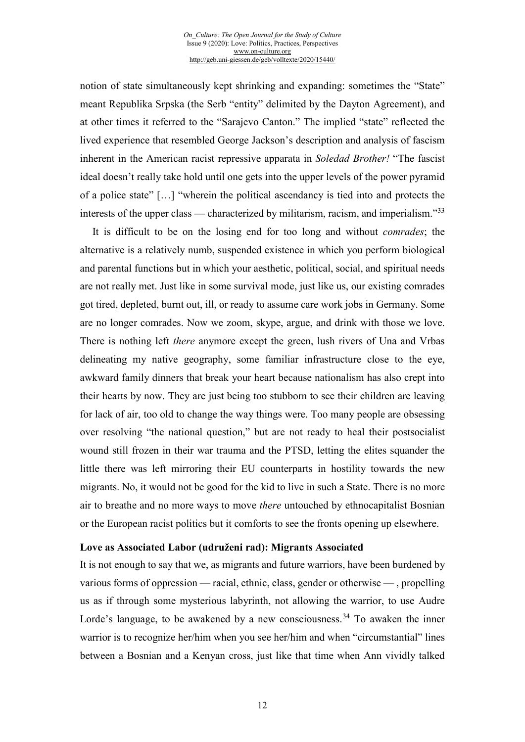notion of state simultaneously kept shrinking and expanding: sometimes the "State" meant Republika Srpska (the Serb "entity" delimited by the Dayton Agreement), and at other times it referred to the "Sarajevo Canton." The implied "state" reflected the lived experience that resembled George Jackson's description and analysis of fascism inherent in the American racist repressive apparata in *Soledad Brother!* "The fascist ideal doesn't really take hold until one gets into the upper levels of the power pyramid of a police state" […] "wherein the political ascendancy is tied into and protects the interests of the upper class — characterized by militarism, racism, and imperialism."[33]

It is difficult to be on the losing end for too long and without *comrades*; the alternative is a relatively numb, suspended existence in which you perform biological and parental functions but in which your aesthetic, political, social, and spiritual needs are not really met. Just like in some survival mode, just like us, our existing comrades got tired, depleted, burnt out, ill, or ready to assume care work jobs in Germany. Some are no longer comrades. Now we zoom, skype, argue, and drink with those we love. There is nothing left *there* anymore except the green, lush rivers of Una and Vrbas delineating my native geography, some familiar infrastructure close to the eye, awkward family dinners that break your heart because nationalism has also crept into their hearts by now. They are just being too stubborn to see their children are leaving for lack of air, too old to change the way things were. Too many people are obsessing over resolving "the national question," but are not ready to heal their postsocialist wound still frozen in their war trauma and the PTSD, letting the elites squander the little there was left mirroring their EU counterparts in hostility towards the new migrants. No, it would not be good for the kid to live in such a State. There is no more air to breathe and no more ways to move *there* untouched by ethnocapitalist Bosnian or the European racist politics but it comforts to see the fronts opening up elsewhere.

**Love as Associated Labor (udruženi rad): Migrants Associated**

It is not enough to say that we, as migrants and future warriors, have been burdened by various forms of oppression — racial, ethnic, class, gender or otherwise — , propelling us as if through some mysterious labyrinth, not allowing the warrior, to use Audre Lorde's language, to be awakened by a new consciousness.[34] To awaken the inner warrior is to recognize her/him when you see her/him and when "circumstantial" lines between a Bosnian and a Kenyan cross, just like that time when Ann vividly talked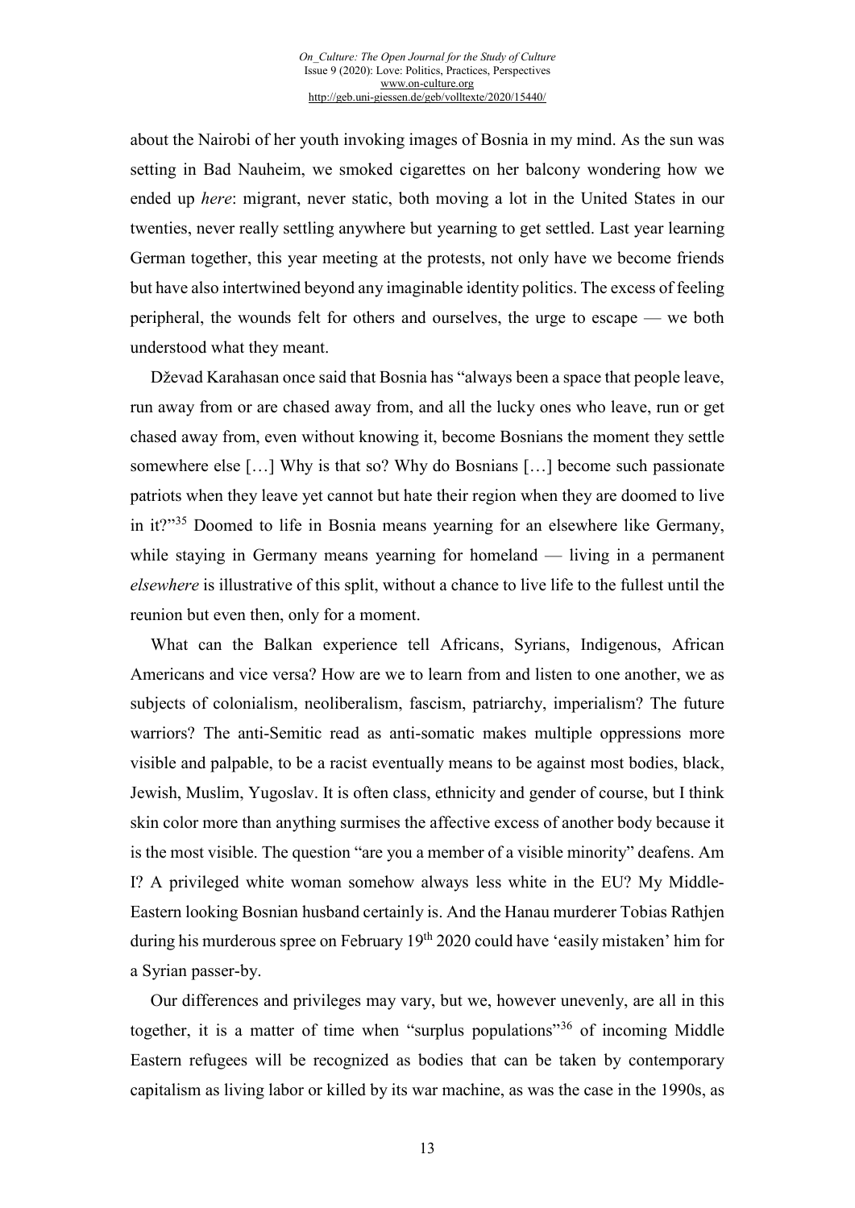about the Nairobi of her youth invoking images of Bosnia in my mind. As the sun was setting in Bad Nauheim, we smoked cigarettes on her balcony wondering how we ended up *here*: migrant, never static, both moving a lot in the United States in our twenties, never really settling anywhere but yearning to get settled. Last year learning German together, this year meeting at the protests, not only have we become friends but have also intertwined beyond any imaginable identity politics. The excess of feeling peripheral, the wounds felt for others and ourselves, the urge to escape — we both understood what they meant.

Dževad Karahasan once said that Bosnia has "always been a space that people leave, run away from or are chased away from, and all the lucky ones who leave, run or get chased away from, even without knowing it, become Bosnians the moment they settle somewhere else […] Why is that so? Why do Bosnians […] become such passionate patriots when they leave yet cannot but hate their region when they are doomed to live in it?"[35] Doomed to life in Bosnia means yearning for an elsewhere like Germany, while staying in Germany means yearning for homeland — living in a permanent *elsewhere* is illustrative of this split, without a chance to live life to the fullest until the reunion but even then, only for a moment.

What can the Balkan experience tell Africans, Syrians, Indigenous, African Americans and vice versa? How are we to learn from and listen to one another, we as subjects of colonialism, neoliberalism, fascism, patriarchy, imperialism? The future warriors? The anti-Semitic read as anti-somatic makes multiple oppressions more visible and palpable, to be a racist eventually means to be against most bodies, black, Jewish, Muslim, Yugoslav. It is often class, ethnicity and gender of course, but I think skin color more than anything surmises the affective excess of another body because it is the most visible. The question "are you a member of a visible minority" deafens. Am I? A privileged white woman somehow always less white in the EU? My Middle-Eastern looking Bosnian husband certainly is. And the Hanau murderer Tobias Rathjen during his murderous spree on February 19th 2020 could have 'easily mistaken' him for a Syrian passer-by.

Our differences and privileges may vary, but we, however unevenly, are all in this together, it is a matter of time when "surplus populations"[36] of incoming Middle Eastern refugees will be recognized as bodies that can be taken by contemporary capitalism as living labor or killed by its war machine, as was the case in the 1990s, as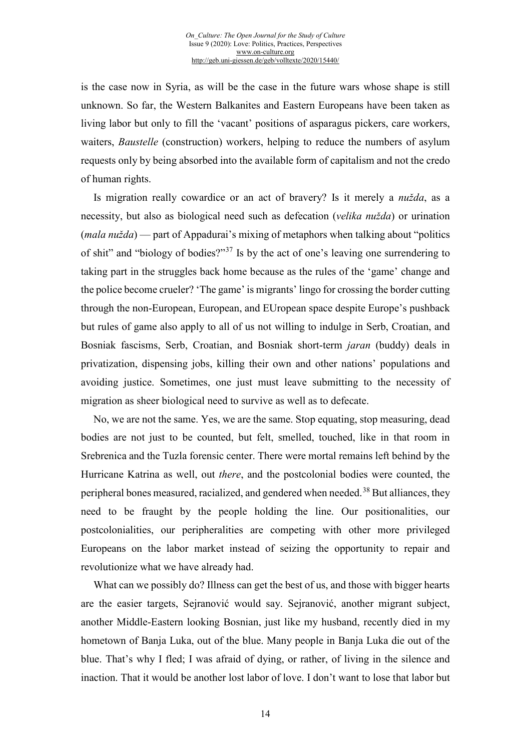is the case now in Syria, as will be the case in the future wars whose shape is still unknown. So far, the Western Balkanites and Eastern Europeans have been taken as living labor but only to fill the 'vacant' positions of asparagus pickers, care workers, waiters, *Baustelle* (construction) workers, helping to reduce the numbers of asylum requests only by being absorbed into the available form of capitalism and not the credo of human rights.

Is migration really cowardice or an act of bravery? Is it merely a *nužda*, as a necessity, but also as biological need such as defecation (*velika nužda*) or urination (*mala nužda*) — part of Appadurai's mixing of metaphors when talking about "politics of shit" and "biology of bodies?"[37] Is by the act of one's leaving one surrendering to taking part in the struggles back home because as the rules of the 'game' change and the police become crueler? 'The game' is migrants' lingo for crossing the border cutting through the non-European, European, and EUropean space despite Europe's pushback but rules of game also apply to all of us not willing to indulge in Serb, Croatian, and Bosniak fascisms, Serb, Croatian, and Bosniak short-term *jaran* (buddy) deals in privatization, dispensing jobs, killing their own and other nations' populations and avoiding justice. Sometimes, one just must leave submitting to the necessity of migration as sheer biological need to survive as well as to defecate.

No, we are not the same. Yes, we are the same. Stop equating, stop measuring, dead bodies are not just to be counted, but felt, smelled, touched, like in that room in Srebrenica and the Tuzla forensic center. There were mortal remains left behind by the Hurricane Katrina as well, out *there*, and the postcolonial bodies were counted, the peripheral bones measured, racialized, and gendered when needed.[38] But alliances, they need to be fraught by the people holding the line. Our positionalities, our postcolonialities, our peripheralities are competing with other more privileged Europeans on the labor market instead of seizing the opportunity to repair and revolutionize what we have already had.

What can we possibly do? Illness can get the best of us, and those with bigger hearts are the easier targets, Sejranović would say. Sejranović, another migrant subject, another Middle-Eastern looking Bosnian, just like my husband, recently died in my hometown of Banja Luka, out of the blue. Many people in Banja Luka die out of the blue. That's why I fled; I was afraid of dying, or rather, of living in the silence and inaction. That it would be another lost labor of love. I don't want to lose that labor but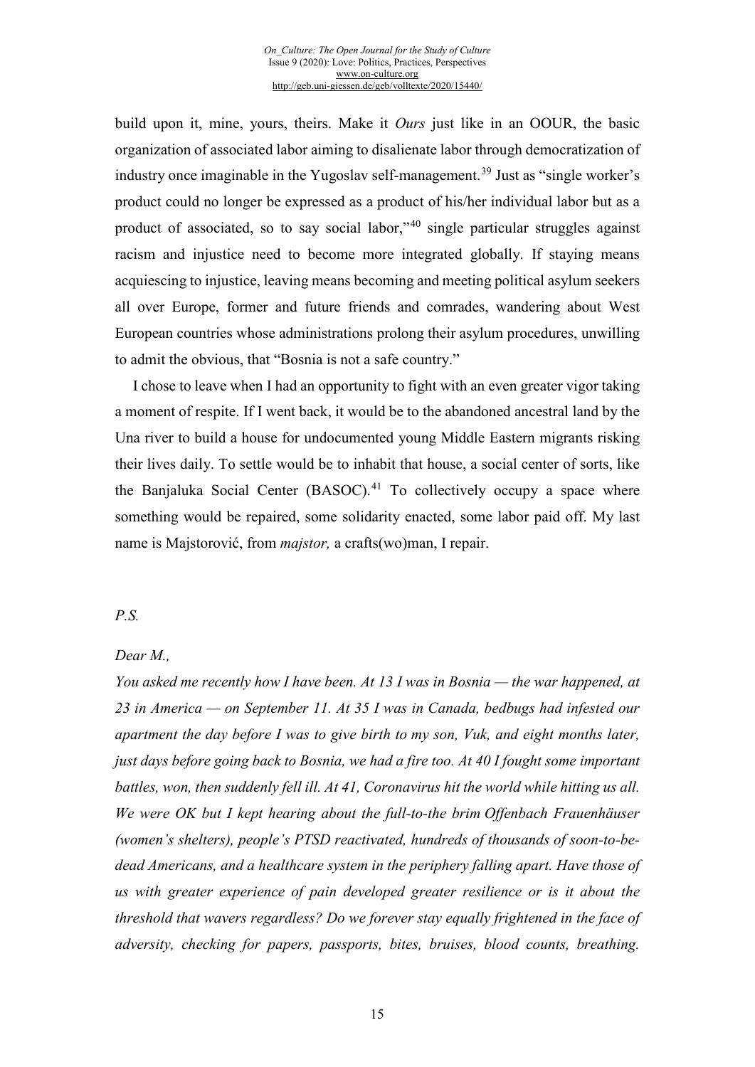build upon it, mine, yours, theirs. Make it *Ours* just like in an OOUR, the basic organization of associated labor aiming to disalienate labor through democratization of industry once imaginable in the Yugoslav self-management.[39] Just as "single worker's product could no longer be expressed as a product of his/her individual labor but as a product of associated, so to say social labor,"[40] single particular struggles against racism and injustice need to become more integrated globally. If staying means acquiescing to injustice, leaving means becoming and meeting political asylum seekers all over Europe, former and future friends and comrades, wandering about West European countries whose administrations prolong their asylum procedures, unwilling to admit the obvious, that "Bosnia is not a safe country."

I chose to leave when I had an opportunity to fight with an even greater vigor taking a moment of respite. If I went back, it would be to the abandoned ancestral land by the Una river to build a house for undocumented young Middle Eastern migrants risking their lives daily. To settle would be to inhabit that house, a social center of sorts, like the Banjaluka Social Center (BASOC).[41] To collectively occupy a space where something would be repaired, some solidarity enacted, some labor paid off. My last name is Majstorović, from *majstor,* a crafts(wo)man, I repair.

*P.S.*

*Dear M.,*

*You asked me recently how I have been. At 13 I was in Bosnia — the war happened, at 23 in America — on September 11. At 35 I was in Canada, bedbugs had infested our apartment the day before I was to give birth to my son, Vuk, and eight months later, just days before going back to Bosnia, we had a fire too. At 40 I fought some important battles, won, then suddenly fell ill. At 41, Coronavirus hit the world while hitting us all. We were OK but I kept hearing about the full-to-the brim Offenbach Frauenhäuser (women's shelters), people's PTSD reactivated, hundreds of thousands of soon-to-be-dead Americans, and a healthcare system in the periphery falling apart. Have those of us with greater experience of pain developed greater resilience or is it about the threshold that wavers regardless? Do we forever stay equally frightened in the face of adversity, checking for papers, passports, bites, bruises, blood counts, breathing.*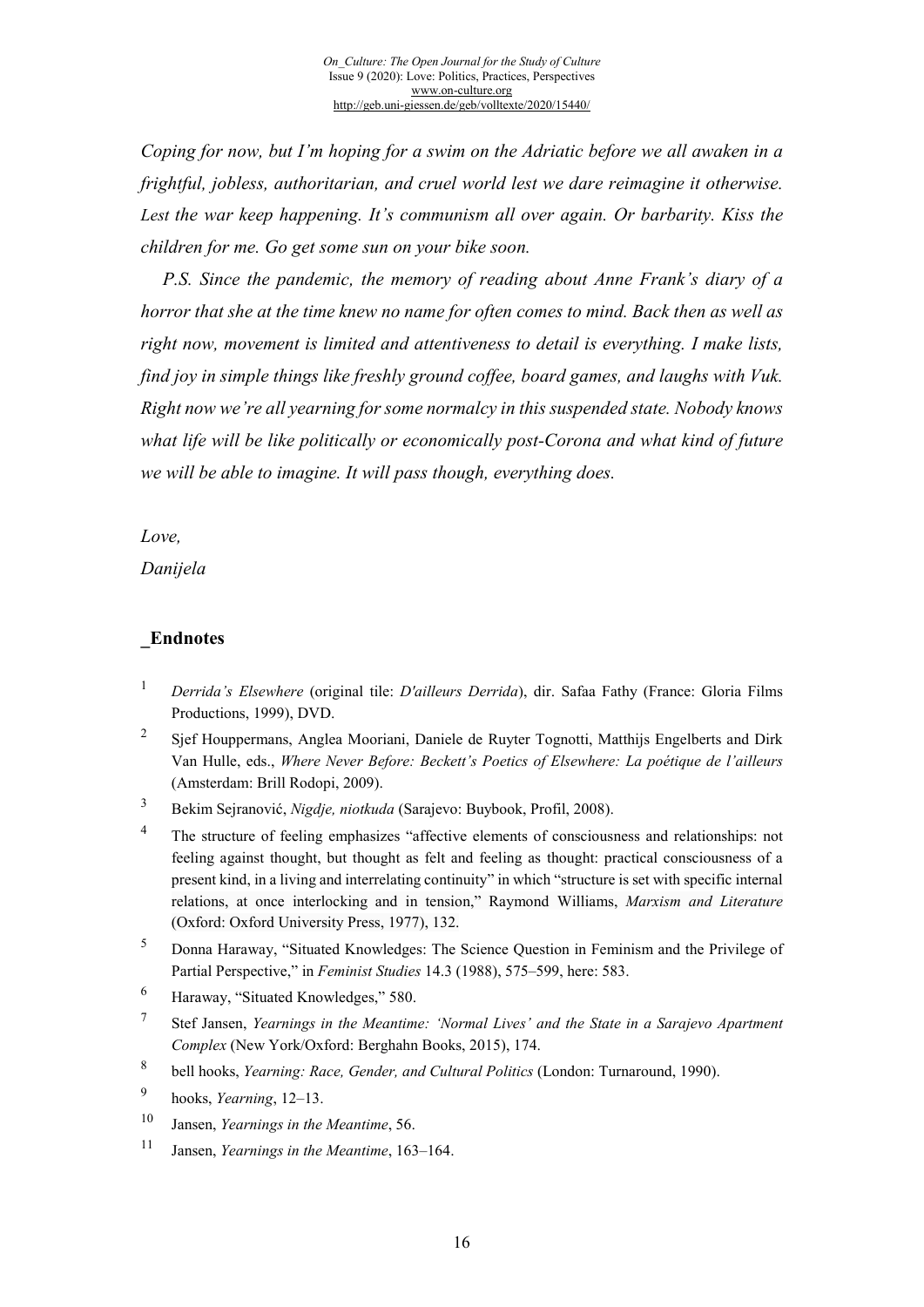*Coping for now, but I'm hoping for a swim on the Adriatic before we all awaken in a frightful, jobless, authoritarian, and cruel world lest we dare reimagine it otherwise. Lest the war keep happening. It's communism all over again. Or barbarity. Kiss the children for me. Go get some sun on your bike soon.*

*P.S. Since the pandemic, the memory of reading about Anne Frank's diary of a horror that she at the time knew no name for often comes to mind. Back then as well as right now, movement is limited and attentiveness to detail is everything. I make lists, find joy in simple things like freshly ground coffee, board games, and laughs with Vuk. Right now we're all yearning for some normalcy in this suspended state. Nobody knows what life will be like politically or economically post-Corona and what kind of future we will be able to imagine. It will pass though, everything does.*

*Love,*

*Danijela*

## _Endnotes

1. *Derrida's Elsewhere* (original tile: *D'ailleurs Derrida*), dir. Safaa Fathy (France: Gloria Films Productions, 1999), DVD.
2. Sjef Houppermans, Anglea Mooriani, Daniele de Ruyter Tognotti, Matthijs Engelberts and Dirk Van Hulle, eds., *Where Never Before: Beckett's Poetics of Elsewhere: La poétique de l'ailleurs* (Amsterdam: Brill Rodopi, 2009).
3. Bekim Sejranović, *Nigdje, niotkuda* (Sarajevo: Buybook, Profil, 2008).
4. The structure of feeling emphasizes "affective elements of consciousness and relationships: not feeling against thought, but thought as felt and feeling as thought: practical consciousness of a present kind, in a living and interrelating continuity" in which "structure is set with specific internal relations, at once interlocking and in tension," Raymond Williams, *Marxism and Literature* (Oxford: Oxford University Press, 1977), 132.
5. Donna Haraway, "Situated Knowledges: The Science Question in Feminism and the Privilege of Partial Perspective," in *Feminist Studies* 14.3 (1988), 575–599, here: 583.
6. Haraway, "Situated Knowledges," 580.
7. Stef Jansen, *Yearnings in the Meantime: 'Normal Lives' and the State in a Sarajevo Apartment Complex* (New York/Oxford: Berghahn Books, 2015), 174.
8. bell hooks, *Yearning: Race, Gender, and Cultural Politics* (London: Turnaround, 1990).
9. hooks, *Yearning*, 12–13.
10. Jansen, *Yearnings in the Meantime*, 56.
11. Jansen, *Yearnings in the Meantime*, 163–164.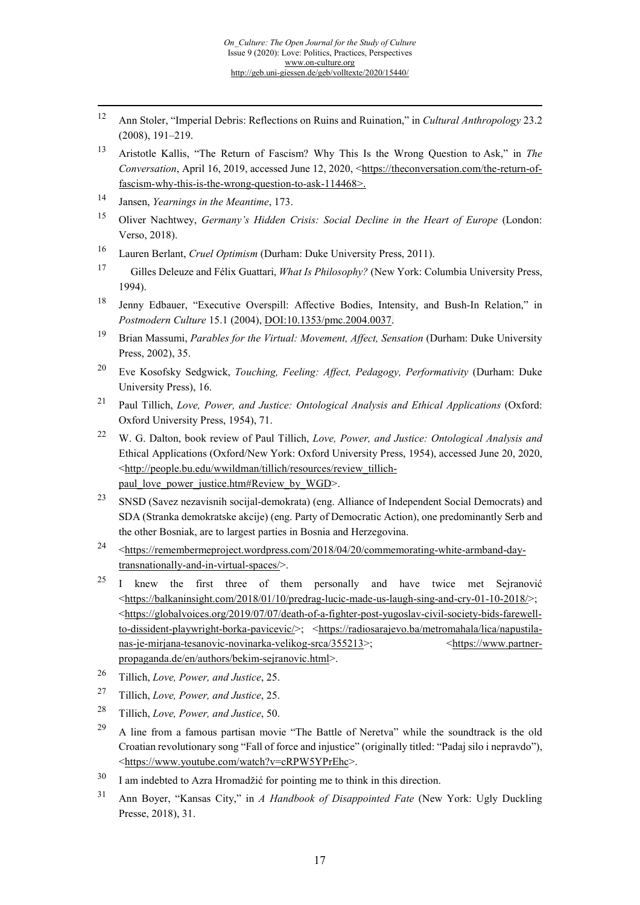12 Ann Stoler, "Imperial Debris: Reflections on Ruins and Ruination," in *Cultural Anthropology* 23.2 (2008), 191–219.

13 Aristotle Kallis, "The Return of Fascism? Why This Is the Wrong Question to Ask," in *The Conversation*, April 16, 2019, accessed June 12, 2020, <https://theconversation.com/the-return-of-fascism-why-this-is-the-wrong-question-to-ask-114468>.

14 Jansen, *Yearnings in the Meantime*, 173.

15 Oliver Nachtwey, *Germany's Hidden Crisis: Social Decline in the Heart of Europe* (London: Verso, 2018).

16 Lauren Berlant, *Cruel Optimism* (Durham: Duke University Press, 2011).

17 Gilles Deleuze and Félix Guattari, *What Is Philosophy?* (New York: Columbia University Press, 1994).

18 Jenny Edbauer, "Executive Overspill: Affective Bodies, Intensity, and Bush-In Relation," in *Postmodern Culture* 15.1 (2004), DOI:10.1353/pmc.2004.0037.

19 Brian Massumi, *Parables for the Virtual: Movement, Affect, Sensation* (Durham: Duke University Press, 2002), 35.

20 Eve Kosofsky Sedgwick, *Touching, Feeling: Affect, Pedagogy, Performativity* (Durham: Duke University Press), 16.

21 Paul Tillich, *Love, Power, and Justice: Ontological Analysis and Ethical Applications* (Oxford: Oxford University Press, 1954), 71.

22 W. G. Dalton, book review of Paul Tillich, *Love, Power, and Justice: Ontological Analysis and* Ethical Applications (Oxford/New York: Oxford University Press, 1954), accessed June 20, 2020, <http://people.bu.edu/wwildman/tillich/resources/review_tillich-paul_love_power_justice.htm#Review_by_WGD>.

23 SNSD (Savez nezavisnih socijal-demokrata) (eng. Alliance of Independent Social Democrats) and SDA (Stranka demokratske akcije) (eng. Party of Democratic Action), one predominantly Serb and the other Bosniak, are to largest parties in Bosnia and Herzegovina.

24 <https://remembermeproject.wordpress.com/2018/04/20/commemorating-white-armband-day-transnationally-and-in-virtual-spaces/>.

25 I knew the first three of them personally and have twice met Sejranović <https://balkaninsight.com/2018/01/10/predrag-lucic-made-us-laugh-sing-and-cry-01-10-2018/>; <https://globalvoices.org/2019/07/07/death-of-a-fighter-post-yugoslav-civil-society-bids-farewell-to-dissident-playwright-borka-pavicevic/>; <https://radiosarajevo.ba/metromahala/lica/napustila-nas-je-mirjana-tesanovic-novinarka-velikog-srca/355213>; <https://www.partner-propaganda.de/en/authors/bekim-sejranovic.html>.

26 Tillich, *Love, Power, and Justice*, 25.

27 Tillich, *Love, Power, and Justice*, 25.

28 Tillich, *Love, Power, and Justice*, 50.

29 A line from a famous partisan movie "The Battle of Neretva" while the soundtrack is the old Croatian revolutionary song "Fall of force and injustice" (originally titled: "Padaj silo i nepravdo"), <https://www.youtube.com/watch?v=cRPW5YPrEhc>.

30 I am indebted to Azra Hromadžić for pointing me to think in this direction.

31 Ann Boyer, "Kansas City," in *A Handbook of Disappointed Fate* (New York: Ugly Duckling Presse, 2018), 31.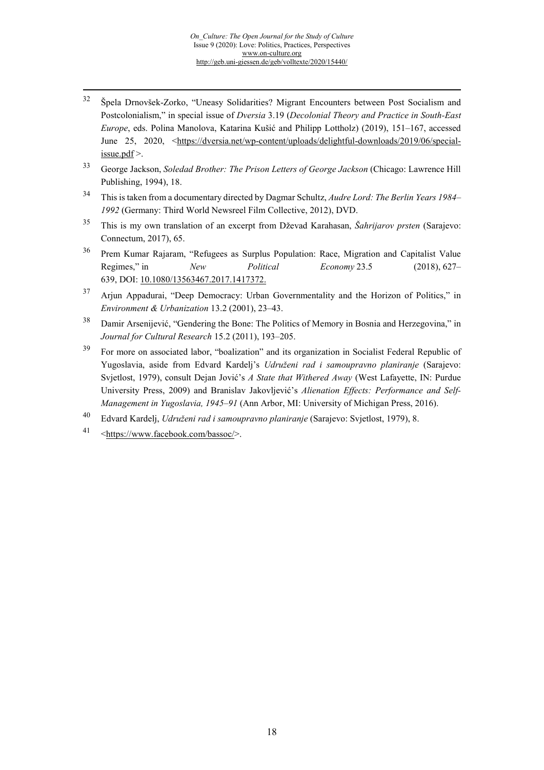32 Špela Drnovšek-Zorko, "Uneasy Solidarities? Migrant Encounters between Post Socialism and Postcolonialism," in special issue of *Dversia* 3.19 (*Decolonial Theory and Practice in South-East Europe*, eds. Polina Manolova, Katarina Kušić and Philipp Lottholz) (2019), 151–167, accessed June 25, 2020, <https://dversia.net/wp-content/uploads/delightful-downloads/2019/06/special-issue.pdf >.

33 George Jackson, *Soledad Brother: The Prison Letters of George Jackson* (Chicago: Lawrence Hill Publishing, 1994), 18.

34 This is taken from a documentary directed by Dagmar Schultz, *Audre Lord: The Berlin Years 1984–1992* (Germany: Third World Newsreel Film Collective, 2012), DVD.

35 This is my own translation of an excerpt from Dževad Karahasan, *Šahrijarov prsten* (Sarajevo: Connectum, 2017), 65.

36 Prem Kumar Rajaram, "Refugees as Surplus Population: Race, Migration and Capitalist Value Regimes," in *New Political Economy* 23.5 (2018), 627–639, DOI: 10.1080/13563467.2017.1417372.

37 Arjun Appadurai, "Deep Democracy: Urban Governmentality and the Horizon of Politics," in *Environment & Urbanization* 13.2 (2001), 23–43.

38 Damir Arsenijević, "Gendering the Bone: The Politics of Memory in Bosnia and Herzegovina," in *Journal for Cultural Research* 15.2 (2011), 193–205.

39 For more on associated labor, "boalization" and its organization in Socialist Federal Republic of Yugoslavia, aside from Edvard Kardelj's *Udruženi rad i samoupravno planiranje* (Sarajevo: Svjetlost, 1979), consult Dejan Jović's *A State that Withered Away* (West Lafayette, IN: Purdue University Press, 2009) and Branislav Jakovljević's *Alienation Effects: Performance and Self-Management in Yugoslavia, 1945–91* (Ann Arbor, MI: University of Michigan Press, 2016).

40 Edvard Kardelj, *Udruženi rad i samoupravno planiranje* (Sarajevo: Svjetlost, 1979), 8.

41 <https://www.facebook.com/bassoc/>.